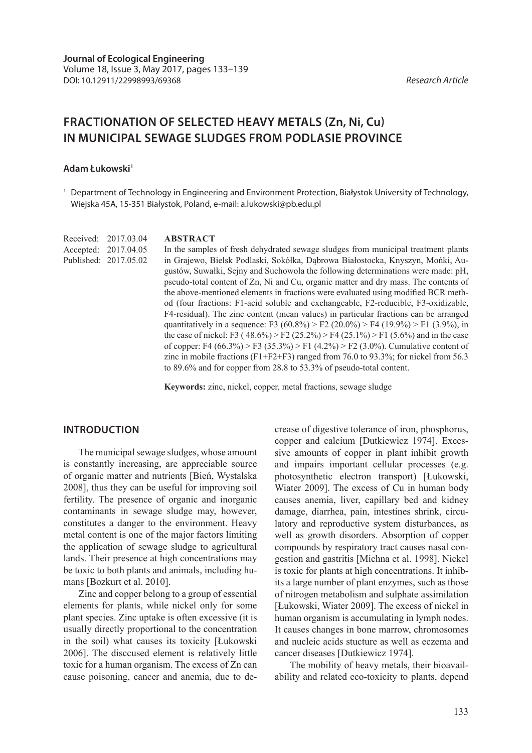Journal of Ecological Engineering
Volume 18, Issue 3, May 2017, pages 133–139
DOI: 10.12911/22998993/69368

*Research Article*

# FRACTIONATION OF SELECTED HEAVY METALS (Zn, Ni, Cu) IN MUNICIPAL SEWAGE SLUDGES FROM PODLASIE PROVINCE

**Adam Łukowski**[1]

[1] Department of Technology in Engineering and Environment Protection, Białystok University of Technology, Wiejska 45A, 15-351 Białystok, Poland, e-mail: a.lukowski@pb.edu.pl

Received: 2017.03.04
Accepted: 2017.04.05
Published: 2017.05.02

## ABSTRACT

In the samples of fresh dehydrated sewage sludges from municipal treatment plants in Grajewo, Bielsk Podlaski, Sokółka, Dąbrowa Białostocka, Knyszyn, Mońki, Augustów, Suwałki, Sejny and Suchowola the following determinations were made: pH, pseudo-total content of Zn, Ni and Cu, organic matter and dry mass. The contents of the above-mentioned elements in fractions were evaluated using modified BCR method (four fractions: F1-acid soluble and exchangeable, F2-reducible, F3-oxidizable, F4-residual). The zinc content (mean values) in particular fractions can be arranged quantitatively in a sequence: F3 (60.8%) > F2 (20.0%) > F4 (19.9%) > F1 (3.9%), in the case of nickel: F3 ( 48.6%) > F2 (25.2%) > F4 (25.1%) > F1 (5.6%) and in the case of copper: F4 (66.3%) > F3 (35.3%) > F1 (4.2%) > F2 (3.0%). Cumulative content of zinc in mobile fractions (F1+F2+F3) ranged from 76.0 to 93.3%; for nickel from 56.3 to 89.6% and for copper from 28.8 to 53.3% of pseudo-total content.

**Keywords:** zinc, nickel, copper, metal fractions, sewage sludge

## INTRODUCTION

The municipal sewage sludges, whose amount is constantly increasing, are appreciable source of organic matter and nutrients [Bień, Wystalska 2008], thus they can be useful for improving soil fertility. The presence of organic and inorganic contaminants in sewage sludge may, however, constitutes a danger to the environment. Heavy metal content is one of the major factors limiting the application of sewage sludge to agricultural lands. Their presence at high concentrations may be toxic to both plants and animals, including humans [Bozkurt et al. 2010].

Zinc and copper belong to a group of essential elements for plants, while nickel only for some plant species. Zinc uptake is often excessive (it is usually directly proportional to the concentration in the soil) what causes its toxicity [Łukowski 2006]. The disccused element is relatively little toxic for a human organism. The excess of Zn can cause poisoning, cancer and anemia, due to decrease of digestive tolerance of iron, phosphorus, copper and calcium [Dutkiewicz 1974]. Excessive amounts of copper in plant inhibit growth and impairs important cellular processes (e.g. photosynthetic electron transport) [Łukowski, Wiater 2009]. The excess of Cu in human body causes anemia, liver, capillary bed and kidney damage, diarrhea, pain, intestines shrink, circulatory and reproductive system disturbances, as well as growth disorders. Absorption of copper compounds by respiratory tract causes nasal congestion and gastritis [Michna et al. 1998]. Nickel is toxic for plants at high concentrations. It inhibits a large number of plant enzymes, such as those of nitrogen metabolism and sulphate assimilation [Łukowski, Wiater 2009]. The excess of nickel in human organism is accumulating in lymph nodes. It causes changes in bone marrow, chromosomes and nucleic acids stucture as well as eczema and cancer diseases [Dutkiewicz 1974].

The mobility of heavy metals, their bioavailability and related eco-toxicity to plants, depend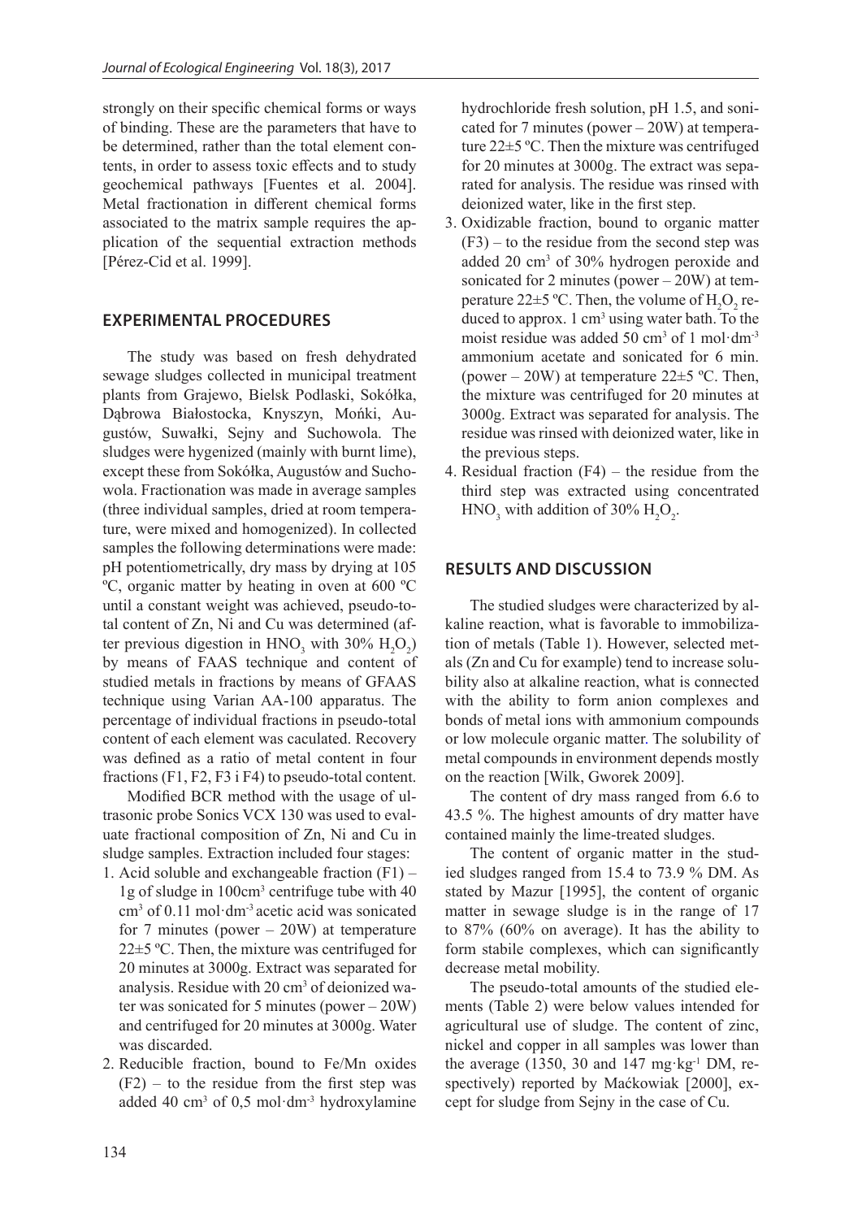strongly on their specific chemical forms or ways of binding. These are the parameters that have to be determined, rather than the total element contents, in order to assess toxic effects and to study geochemical pathways [Fuentes et al. 2004]. Metal fractionation in different chemical forms associated to the matrix sample requires the application of the sequential extraction methods [Pérez-Cid et al. 1999].

## EXPERIMENTAL PROCEDURES

The study was based on fresh dehydrated sewage sludges collected in municipal treatment plants from Grajewo, Bielsk Podlaski, Sokółka, Dąbrowa Białostocka, Knyszyn, Mońki, Augustów, Suwałki, Sejny and Suchowola. The sludges were hygenized (mainly with burnt lime), except these from Sokółka, Augustów and Suchowola. Fractionation was made in average samples (three individual samples, dried at room temperature, were mixed and homogenized). In collected samples the following determinations were made: pH potentiometrically, dry mass by drying at 105 ºC, organic matter by heating in oven at 600 ºC until a constant weight was achieved, pseudo-total content of Zn, Ni and Cu was determined (after previous digestion in $HNO_3$ with 30% $H_2O_2$) by means of FAAS technique and content of studied metals in fractions by means of GFAAS technique using Varian AA-100 apparatus. The percentage of individual fractions in pseudo-total content of each element was caculated. Recovery was defined as a ratio of metal content in four fractions (F1, F2, F3 i F4) to pseudo-total content.

Modified BCR method with the usage of ultrasonic probe Sonics VCX 130 was used to evaluate fractional composition of Zn, Ni and Cu in sludge samples. Extraction included four stages:

1. Acid soluble and exchangeable fraction (F1) – 1g of sludge in 100cm$^3$ centrifuge tube with 40 cm$^3$ of 0.11 mol·dm$^{-3}$ acetic acid was sonicated for 7 minutes (power – 20W) at temperature 22±5 ºC. Then, the mixture was centrifuged for 20 minutes at 3000g. Extract was separated for analysis. Residue with 20 cm$^3$ of deionized water was sonicated for 5 minutes (power – 20W) and centrifuged for 20 minutes at 3000g. Water was discarded.
2. Reducible fraction, bound to Fe/Mn oxides (F2) – to the residue from the first step was added 40 cm$^3$ of 0,5 mol·dm$^{-3}$ hydroxylamine hydrochloride fresh solution, pH 1.5, and sonicated for 7 minutes (power – 20W) at temperature 22±5 ºC. Then the mixture was centrifuged for 20 minutes at 3000g. The extract was separated for analysis. The residue was rinsed with deionized water, like in the first step.
3. Oxidizable fraction, bound to organic matter (F3) – to the residue from the second step was added 20 cm$^3$ of 30% hydrogen peroxide and sonicated for 2 minutes (power – 20W) at temperature 22±5 ºC. Then, the volume of $H_2O_2$ reduced to approx. 1 cm$^3$ using water bath. To the moist residue was added 50 cm$^3$ of 1 mol·dm$^{-3}$ ammonium acetate and sonicated for 6 min. (power – 20W) at temperature 22±5 ºC. Then, the mixture was centrifuged for 20 minutes at 3000g. Extract was separated for analysis. The residue was rinsed with deionized water, like in the previous steps.
4. Residual fraction (F4) – the residue from the third step was extracted using concentrated $HNO_3$ with addition of 30% $H_2O_2$.

## RESULTS AND DISCUSSION

The studied sludges were characterized by alkaline reaction, what is favorable to immobilization of metals (Table 1). However, selected metals (Zn and Cu for example) tend to increase solubility also at alkaline reaction, what is connected with the ability to form anion complexes and bonds of metal ions with ammonium compounds or low molecule organic matter. The solubility of metal compounds in environment depends mostly on the reaction [Wilk, Gworek 2009].

The content of dry mass ranged from 6.6 to 43.5 %. The highest amounts of dry matter have contained mainly the lime-treated sludges.

The content of organic matter in the studied sludges ranged from 15.4 to 73.9 % DM. As stated by Mazur [1995], the content of organic matter in sewage sludge is in the range of 17 to 87% (60% on average). It has the ability to form stabile complexes, which can significantly decrease metal mobility.

The pseudo-total amounts of the studied elements (Table 2) were below values intended for agricultural use of sludge. The content of zinc, nickel and copper in all samples was lower than the average (1350, 30 and 147 mg·kg$^{-1}$ DM, respectively) reported by Maćkowiak [2000], except for sludge from Sejny in the case of Cu.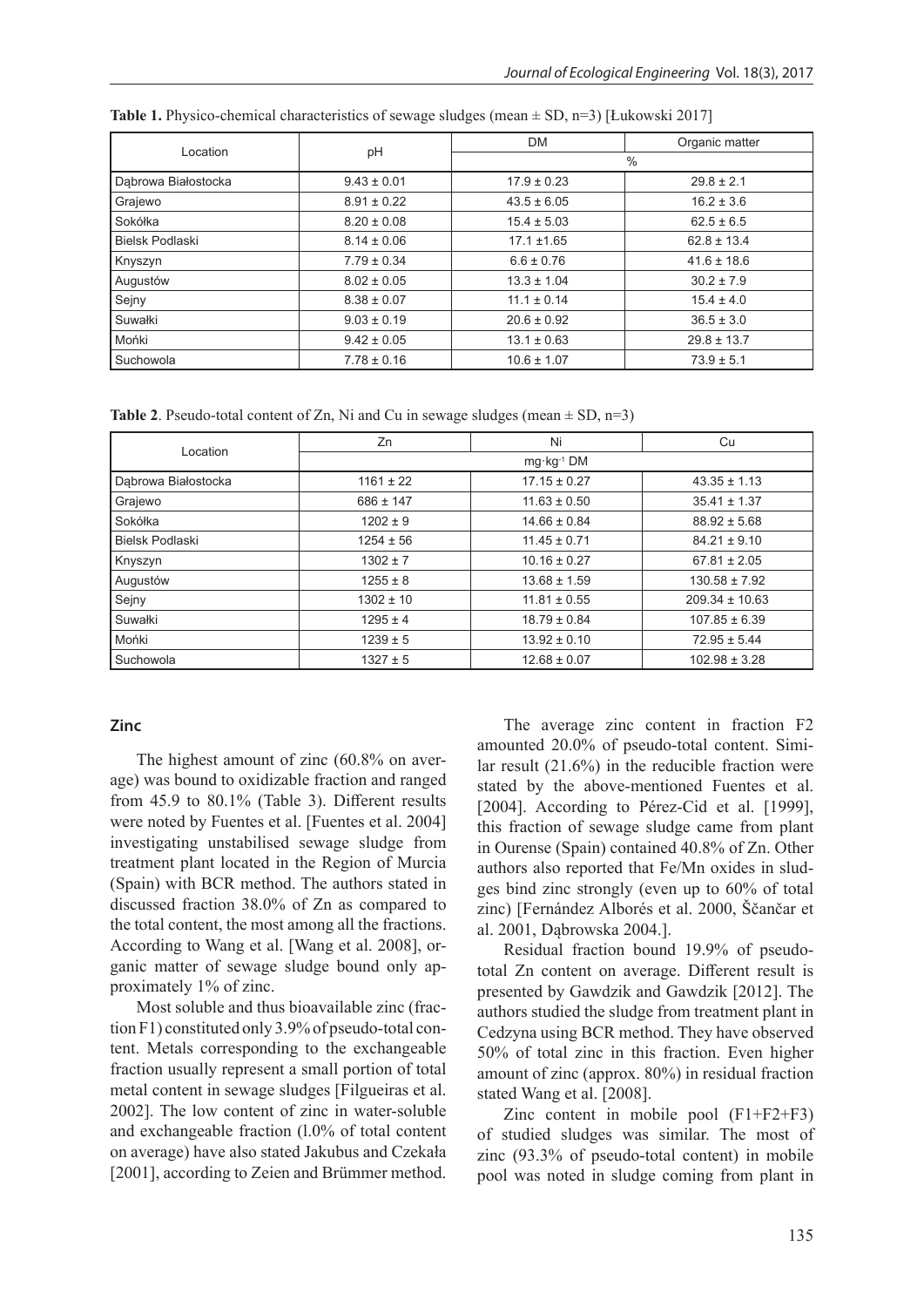**Table 1.** Physico-chemical characteristics of sewage sludges (mean ± SD, n=3) [Łukowski 2017]

| Location | pH | DM | Organic matter |
|---|---|---|---|
| | | % | |
| Dąbrowa Białostocka | 9.43 ± 0.01 | 17.9 ± 0.23 | 29.8 ± 2.1 |
| Grajewo | 8.91 ± 0.22 | 43.5 ± 6.05 | 16.2 ± 3.6 |
| Sokółka | 8.20 ± 0.08 | 15.4 ± 5.03 | 62.5 ± 6.5 |
| Bielsk Podlaski | 8.14 ± 0.06 | 17.1 ±1.65 | 62.8 ± 13.4 |
| Knyszyn | 7.79 ± 0.34 | 6.6 ± 0.76 | 41.6 ± 18.6 |
| Augustów | 8.02 ± 0.05 | 13.3 ± 1.04 | 30.2 ± 7.9 |
| Sejny | 8.38 ± 0.07 | 11.1 ± 0.14 | 15.4 ± 4.0 |
| Suwałki | 9.03 ± 0.19 | 20.6 ± 0.92 | 36.5 ± 3.0 |
| Mońki | 9.42 ± 0.05 | 13.1 ± 0.63 | 29.8 ± 13.7 |
| Suchowola | 7.78 ± 0.16 | 10.6 ± 1.07 | 73.9 ± 5.1 |

**Table 2**. Pseudo-total content of Zn, Ni and Cu in sewage sludges (mean ± SD, n=3)

| Location | Zn | Ni | Cu |
|---|---|---|---|
| | | mg·kg$^{-1}$ DM | |
| Dąbrowa Białostocka | 1161 ± 22 | 17.15 ± 0.27 | 43.35 ± 1.13 |
| Grajewo | 686 ± 147 | 11.63 ± 0.50 | 35.41 ± 1.37 |
| Sokółka | 1202 ± 9 | 14.66 ± 0.84 | 88.92 ± 5.68 |
| Bielsk Podlaski | 1254 ± 56 | 11.45 ± 0.71 | 84.21 ± 9.10 |
| Knyszyn | 1302 ± 7 | 10.16 ± 0.27 | 67.81 ± 2.05 |
| Augustów | 1255 ± 8 | 13.68 ± 1.59 | 130.58 ± 7.92 |
| Sejny | 1302 ± 10 | 11.81 ± 0.55 | 209.34 ± 10.63 |
| Suwałki | 1295 ± 4 | 18.79 ± 0.84 | 107.85 ± 6.39 |
| Mońki | 1239 ± 5 | 13.92 ± 0.10 | 72.95 ± 5.44 |
| Suchowola | 1327 ± 5 | 12.68 ± 0.07 | 102.98 ± 3.28 |

### Zinc

The highest amount of zinc (60.8% on average) was bound to oxidizable fraction and ranged from 45.9 to 80.1% (Table 3). Different results were noted by Fuentes et al. [Fuentes et al. 2004] investigating unstabilised sewage sludge from treatment plant located in the Region of Murcia (Spain) with BCR method. The authors stated in discussed fraction 38.0% of Zn as compared to the total content, the most among all the fractions. According to Wang et al. [Wang et al. 2008], organic matter of sewage sludge bound only approximately 1% of zinc.

Most soluble and thus bioavailable zinc (fraction F1) constituted only 3.9% of pseudo-total content. Metals corresponding to the exchangeable fraction usually represent a small portion of total metal content in sewage sludges [Filgueiras et al. 2002]. The low content of zinc in water-soluble and exchangeable fraction (l.0% of total content on average) have also stated Jakubus and Czekała [2001], according to Zeien and Brümmer method.

The average zinc content in fraction F2 amounted 20.0% of pseudo-total content. Similar result (21.6%) in the reducible fraction were stated by the above-mentioned Fuentes et al. [2004]. According to Pérez-Cid et al. [1999], this fraction of sewage sludge came from plant in Ourense (Spain) contained 40.8% of Zn. Other authors also reported that Fe/Mn oxides in sludges bind zinc strongly (even up to 60% of total zinc) [Fernández Alborés et al. 2000, Ščančar et al. 2001, Dąbrowska 2004.].

Residual fraction bound 19.9% of pseudo-total Zn content on average. Different result is presented by Gawdzik and Gawdzik [2012]. The authors studied the sludge from treatment plant in Cedzyna using BCR method. They have observed 50% of total zinc in this fraction. Even higher amount of zinc (approx. 80%) in residual fraction stated Wang et al. [2008].

Zinc content in mobile pool (F1+F2+F3) of studied sludges was similar. The most of zinc (93.3% of pseudo-total content) in mobile pool was noted in sludge coming from plant in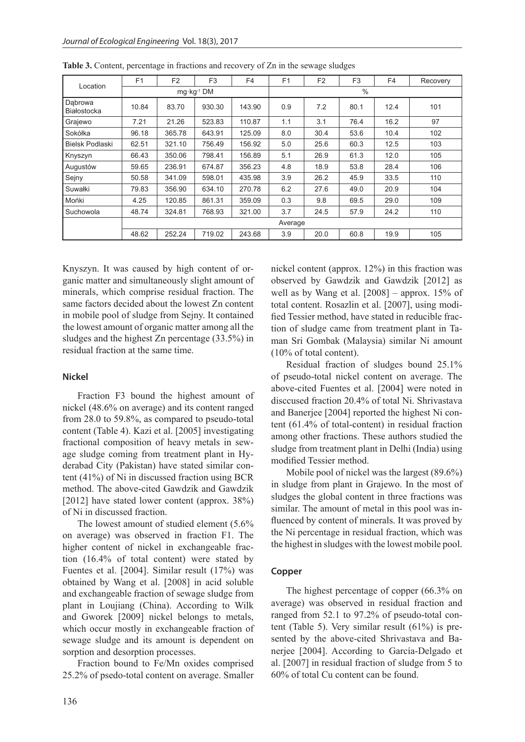**Table 3.** Content, percentage in fractions and recovery of Zn in the sewage sludges

| Location | F1 | F2 | F3 | F4 | F1 | F2 | F3 | F4 | Recovery |
|---|---|---|---|---|---|---|---|---|---|
| | mg·kg$^{-1}$ DM | | | | % | | | | |
| Dąbrowa Białostocka | 10.84 | 83.70 | 930.30 | 143.90 | 0.9 | 7.2 | 80.1 | 12.4 | 101 |
| Grajewo | 7.21 | 21.26 | 523.83 | 110.87 | 1.1 | 3.1 | 76.4 | 16.2 | 97 |
| Sokółka | 96.18 | 365.78 | 643.91 | 125.09 | 8.0 | 30.4 | 53.6 | 10.4 | 102 |
| Bielsk Podlaski | 62.51 | 321.10 | 756.49 | 156.92 | 5.0 | 25.6 | 60.3 | 12.5 | 103 |
| Knyszyn | 66.43 | 350.06 | 798.41 | 156.89 | 5.1 | 26.9 | 61.3 | 12.0 | 105 |
| Augustów | 59.65 | 236.91 | 674.87 | 356.23 | 4.8 | 18.9 | 53.8 | 28.4 | 106 |
| Sejny | 50.58 | 341.09 | 598.01 | 435.98 | 3.9 | 26.2 | 45.9 | 33.5 | 110 |
| Suwałki | 79.83 | 356.90 | 634.10 | 270.78 | 6.2 | 27.6 | 49.0 | 20.9 | 104 |
| Mońki | 4.25 | 120.85 | 861.31 | 359.09 | 0.3 | 9.8 | 69.5 | 29.0 | 109 |
| Suchowola | 48.74 | 324.81 | 768.93 | 321.00 | 3.7 | 24.5 | 57.9 | 24.2 | 110 |
| | Average | | | | | | | | |
| | 48.62 | 252.24 | 719.02 | 243.68 | 3.9 | 20.0 | 60.8 | 19.9 | 105 |

Knyszyn. It was caused by high content of organic matter and simultaneously slight amount of minerals, which comprise residual fraction. The same factors decided about the lowest Zn content in mobile pool of sludge from Sejny. It contained the lowest amount of organic matter among all the sludges and the highest Zn percentage (33.5%) in residual fraction at the same time.

### Nickel

Fraction F3 bound the highest amount of nickel (48.6% on average) and its content ranged from 28.0 to 59.8%, as compared to pseudo-total content (Table 4). Kazi et al. [2005] investigating fractional composition of heavy metals in sewage sludge coming from treatment plant in Hyderabad City (Pakistan) have stated similar content (41%) of Ni in discussed fraction using BCR method. The above-cited Gawdzik and Gawdzik [2012] have stated lower content (approx. 38%) of Ni in discussed fraction.

The lowest amount of studied element (5.6% on average) was observed in fraction F1. The higher content of nickel in exchangeable fraction (16.4% of total content) were stated by Fuentes et al. [2004]. Similar result (17%) was obtained by Wang et al. [2008] in acid soluble and exchangeable fraction of sewage sludge from plant in Loujiang (China). According to Wilk and Gworek [2009] nickel belongs to metals, which occur mostly in exchangeable fraction of sewage sludge and its amount is dependent on sorption and desorption processes.

Fraction bound to Fe/Mn oxides comprised 25.2% of psedo-total content on average. Smaller nickel content (approx. 12%) in this fraction was observed by Gawdzik and Gawdzik [2012] as well as by Wang et al. [2008] – approx. 15% of total content. Rosazlin et al. [2007], using modified Tessier method, have stated in reducible fraction of sludge came from treatment plant in Taman Sri Gombak (Malaysia) similar Ni amount (10% of total content).

Residual fraction of sludges bound 25.1% of pseudo-total nickel content on average. The above-cited Fuentes et al. [2004] were noted in disccused fraction 20.4% of total Ni. Shrivastava and Banerjee [2004] reported the highest Ni content (61.4% of total-content) in residual fraction among other fractions. These authors studied the sludge from treatment plant in Delhi (India) using modified Tessier method.

Mobile pool of nickel was the largest (89.6%) in sludge from plant in Grajewo. In the most of sludges the global content in three fractions was similar. The amount of metal in this pool was influenced by content of minerals. It was proved by the Ni percentage in residual fraction, which was the highest in sludges with the lowest mobile pool.

### Copper

The highest percentage of copper (66.3% on average) was observed in residual fraction and ranged from 52.1 to 97.2% of pseudo-total content (Table 5). Very similar result (61%) is presented by the above-cited Shrivastava and Banerjee [2004]. According to García-Delgado et al. [2007] in residual fraction of sludge from 5 to 60% of total Cu content can be found.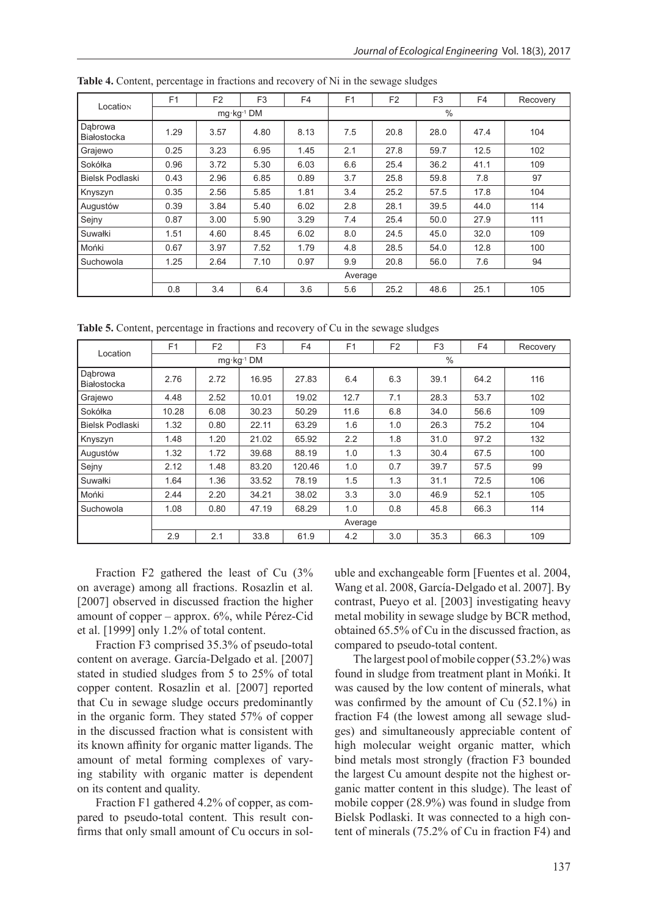**Table 4.** Content, percentage in fractions and recovery of Ni in the sewage sludges

| Location | F1 | F2 | F3 | F4 | F1 | F2 | F3 | F4 | Recovery |
|---|---|---|---|---|---|---|---|---|---|
| | mg·kg$^{-1}$ DM | | | | % | | | | |
| Dąbrowa Białostocka | 1.29 | 3.57 | 4.80 | 8.13 | 7.5 | 20.8 | 28.0 | 47.4 | 104 |
| Grajewo | 0.25 | 3.23 | 6.95 | 1.45 | 2.1 | 27.8 | 59.7 | 12.5 | 102 |
| Sokółka | 0.96 | 3.72 | 5.30 | 6.03 | 6.6 | 25.4 | 36.2 | 41.1 | 109 |
| Bielsk Podlaski | 0.43 | 2.96 | 6.85 | 0.89 | 3.7 | 25.8 | 59.8 | 7.8 | 97 |
| Knyszyn | 0.35 | 2.56 | 5.85 | 1.81 | 3.4 | 25.2 | 57.5 | 17.8 | 104 |
| Augustów | 0.39 | 3.84 | 5.40 | 6.02 | 2.8 | 28.1 | 39.5 | 44.0 | 114 |
| Sejny | 0.87 | 3.00 | 5.90 | 3.29 | 7.4 | 25.4 | 50.0 | 27.9 | 111 |
| Suwałki | 1.51 | 4.60 | 8.45 | 6.02 | 8.0 | 24.5 | 45.0 | 32.0 | 109 |
| Mońki | 0.67 | 3.97 | 7.52 | 1.79 | 4.8 | 28.5 | 54.0 | 12.8 | 100 |
| Suchowola | 1.25 | 2.64 | 7.10 | 0.97 | 9.9 | 20.8 | 56.0 | 7.6 | 94 |
| | Average | | | | | | | | |
| | 0.8 | 3.4 | 6.4 | 3.6 | 5.6 | 25.2 | 48.6 | 25.1 | 105 |

**Table 5.** Content, percentage in fractions and recovery of Cu in the sewage sludges

| Location | F1 | F2 | F3 | F4 | F1 | F2 | F3 | F4 | Recovery |
|---|---|---|---|---|---|---|---|---|---|
| | mg·kg$^{-1}$ DM | | | | % | | | | |
| Dąbrowa Białostocka | 2.76 | 2.72 | 16.95 | 27.83 | 6.4 | 6.3 | 39.1 | 64.2 | 116 |
| Grajewo | 4.48 | 2.52 | 10.01 | 19.02 | 12.7 | 7.1 | 28.3 | 53.7 | 102 |
| Sokółka | 10.28 | 6.08 | 30.23 | 50.29 | 11.6 | 6.8 | 34.0 | 56.6 | 109 |
| Bielsk Podlaski | 1.32 | 0.80 | 22.11 | 63.29 | 1.6 | 1.0 | 26.3 | 75.2 | 104 |
| Knyszyn | 1.48 | 1.20 | 21.02 | 65.92 | 2.2 | 1.8 | 31.0 | 97.2 | 132 |
| Augustów | 1.32 | 1.72 | 39.68 | 88.19 | 1.0 | 1.3 | 30.4 | 67.5 | 100 |
| Sejny | 2.12 | 1.48 | 83.20 | 120.46 | 1.0 | 0.7 | 39.7 | 57.5 | 99 |
| Suwałki | 1.64 | 1.36 | 33.52 | 78.19 | 1.5 | 1.3 | 31.1 | 72.5 | 106 |
| Mońki | 2.44 | 2.20 | 34.21 | 38.02 | 3.3 | 3.0 | 46.9 | 52.1 | 105 |
| Suchowola | 1.08 | 0.80 | 47.19 | 68.29 | 1.0 | 0.8 | 45.8 | 66.3 | 114 |
| | Average | | | | | | | | |
| | 2.9 | 2.1 | 33.8 | 61.9 | 4.2 | 3.0 | 35.3 | 66.3 | 109 |

Fraction F2 gathered the least of Cu (3% on average) among all fractions. Rosazlin et al. [2007] observed in discussed fraction the higher amount of copper – approx. 6%, while Pérez-Cid et al. [1999] only 1.2% of total content.

Fraction F3 comprised 35.3% of pseudo-total content on average. García-Delgado et al. [2007] stated in studied sludges from 5 to 25% of total copper content. Rosazlin et al. [2007] reported that Cu in sewage sludge occurs predominantly in the organic form. They stated 57% of copper in the discussed fraction what is consistent with its known affinity for organic matter ligands. The amount of metal forming complexes of varying stability with organic matter is dependent on its content and quality.

Fraction F1 gathered 4.2% of copper, as compared to pseudo-total content. This result confirms that only small amount of Cu occurs in soluble and exchangeable form [Fuentes et al. 2004, Wang et al. 2008, García-Delgado et al. 2007]. By contrast, Pueyo et al. [2003] investigating heavy metal mobility in sewage sludge by BCR method, obtained 65.5% of Cu in the discussed fraction, as compared to pseudo-total content.

The largest pool of mobile copper (53.2%) was found in sludge from treatment plant in Mońki. It was caused by the low content of minerals, what was confirmed by the amount of Cu (52.1%) in fraction F4 (the lowest among all sewage sludges) and simultaneously appreciable content of high molecular weight organic matter, which bind metals most strongly (fraction F3 bounded the largest Cu amount despite not the highest organic matter content in this sludge). The least of mobile copper (28.9%) was found in sludge from Bielsk Podlaski. It was connected to a high content of minerals (75.2% of Cu in fraction F4) and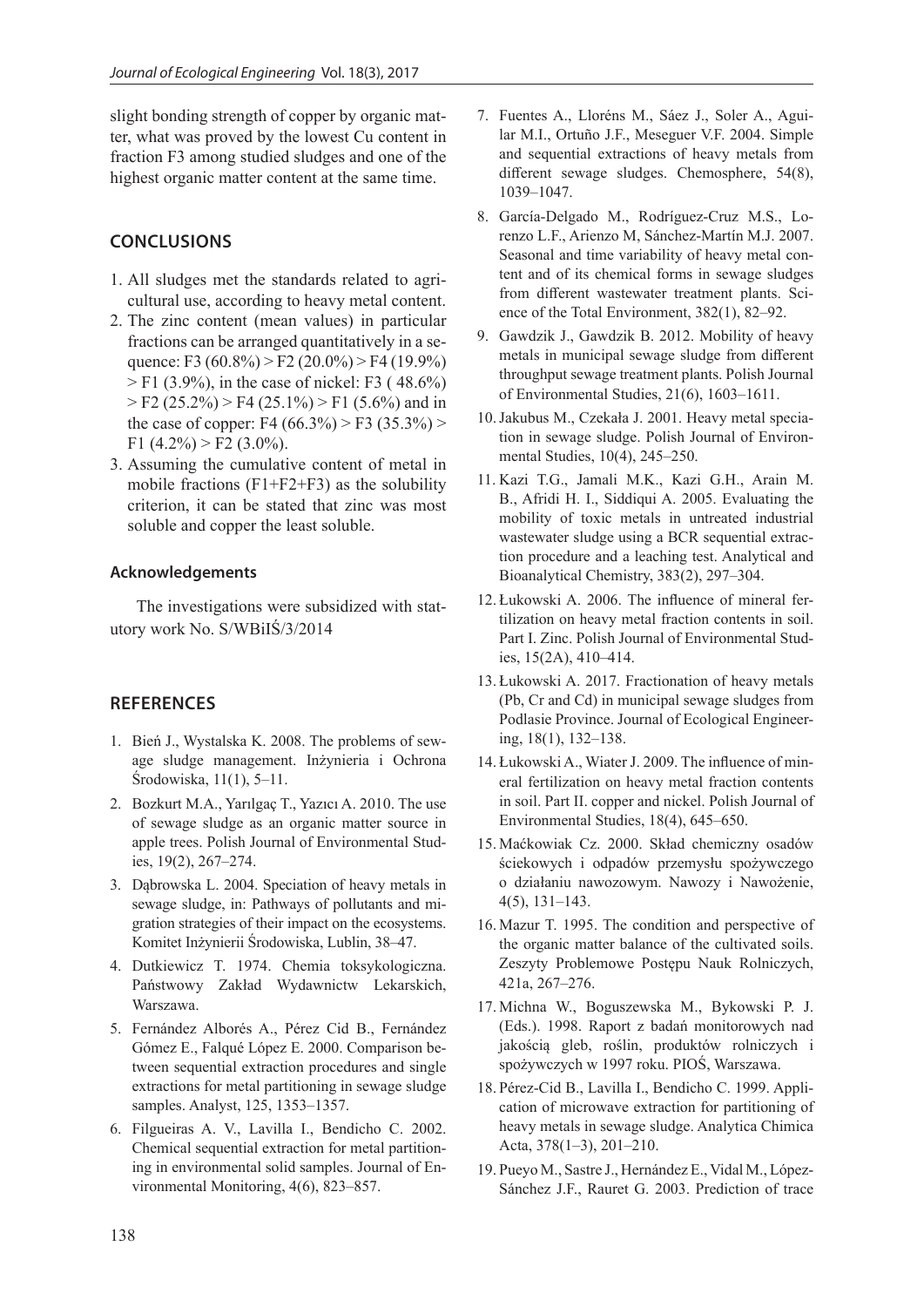slight bonding strength of copper by organic matter, what was proved by the lowest Cu content in fraction F3 among studied sludges and one of the highest organic matter content at the same time.

## CONCLUSIONS

1. All sludges met the standards related to agricultural use, according to heavy metal content.
2. The zinc content (mean values) in particular fractions can be arranged quantitatively in a sequence: F3 (60.8%) > F2 (20.0%) > F4 (19.9%) > F1 (3.9%), in the case of nickel: F3 ( 48.6%) > F2 (25.2%) > F4 (25.1%) > F1 (5.6%) and in the case of copper: F4 (66.3%) > F3 (35.3%) > F1 (4.2%) > F2 (3.0%).
3. Assuming the cumulative content of metal in mobile fractions (F1+F2+F3) as the solubility criterion, it can be stated that zinc was most soluble and copper the least soluble.

### Acknowledgements

The investigations were subsidized with statutory work No. S/WBiIŚ/3/2014

## REFERENCES

1. Bień J., Wystalska K. 2008. The problems of sewage sludge management. Inżynieria i Ochrona Środowiska, 11(1), 5–11.
2. Bozkurt M.A., Yarılgaç T., Yazıcı A. 2010. The use of sewage sludge as an organic matter source in apple trees. Polish Journal of Environmental Studies, 19(2), 267–274.
3. Dąbrowska L. 2004. Speciation of heavy metals in sewage sludge, in: Pathways of pollutants and migration strategies of their impact on the ecosystems. Komitet Inżynierii Środowiska, Lublin, 38–47.
4. Dutkiewicz T. 1974. Chemia toksykologiczna. Państwowy Zakład Wydawnictw Lekarskich, Warszawa.
5. Fernández Alborés A., Pérez Cid B., Fernández Gómez E., Falqué López E. 2000. Comparison between sequential extraction procedures and single extractions for metal partitioning in sewage sludge samples. Analyst, 125, 1353–1357.
6. Filgueiras A. V., Lavilla I., Bendicho C. 2002. Chemical sequential extraction for metal partitioning in environmental solid samples. Journal of Environmental Monitoring, 4(6), 823–857.
7. Fuentes A., Lloréns M., Sáez J., Soler A., Aguilar M.I., Ortuño J.F., Meseguer V.F. 2004. Simple and sequential extractions of heavy metals from different sewage sludges. Chemosphere, 54(8), 1039–1047.
8. García-Delgado M., Rodríguez-Cruz M.S., Lorenzo L.F., Arienzo M, Sánchez-Martín M.J. 2007. Seasonal and time variability of heavy metal content and of its chemical forms in sewage sludges from different wastewater treatment plants. Science of the Total Environment, 382(1), 82–92.
9. Gawdzik J., Gawdzik B. 2012. Mobility of heavy metals in municipal sewage sludge from different throughput sewage treatment plants. Polish Journal of Environmental Studies, 21(6), 1603–1611.
10. Jakubus M., Czekała J. 2001. Heavy metal speciation in sewage sludge. Polish Journal of Environmental Studies, 10(4), 245–250.
11. Kazi T.G., Jamali M.K., Kazi G.H., Arain M. B., Afridi H. I., Siddiqui A. 2005. Evaluating the mobility of toxic metals in untreated industrial wastewater sludge using a BCR sequential extraction procedure and a leaching test. Analytical and Bioanalytical Chemistry, 383(2), 297–304.
12. Łukowski A. 2006. The influence of mineral fertilization on heavy metal fraction contents in soil. Part I. Zinc. Polish Journal of Environmental Studies, 15(2A), 410–414.
13. Łukowski A. 2017. Fractionation of heavy metals (Pb, Cr and Cd) in municipal sewage sludges from Podlasie Province. Journal of Ecological Engineering, 18(1), 132–138.
14. Łukowski A., Wiater J. 2009. The influence of mineral fertilization on heavy metal fraction contents in soil. Part II. copper and nickel. Polish Journal of Environmental Studies, 18(4), 645–650.
15. Maćkowiak Cz. 2000. Skład chemiczny osadów ściekowych i odpadów przemysłu spożywczego o działaniu nawozowym. Nawozy i Nawożenie, 4(5), 131–143.
16. Mazur T. 1995. The condition and perspective of the organic matter balance of the cultivated soils. Zeszyty Problemowe Postępu Nauk Rolniczych, 421a, 267–276.
17. Michna W., Boguszewska M., Bykowski P. J. (Eds.). 1998. Raport z badań monitorowych nad jakością gleb, roślin, produktów rolniczych i spożywczych w 1997 roku. PIOŚ, Warszawa.
18. Pérez-Cid B., Lavilla I., Bendicho C. 1999. Application of microwave extraction for partitioning of heavy metals in sewage sludge. Analytica Chimica Acta, 378(1–3), 201–210.
19. Pueyo M., Sastre J., Hernández E., Vidal M., López-Sánchez J.F., Rauret G. 2003. Prediction of trace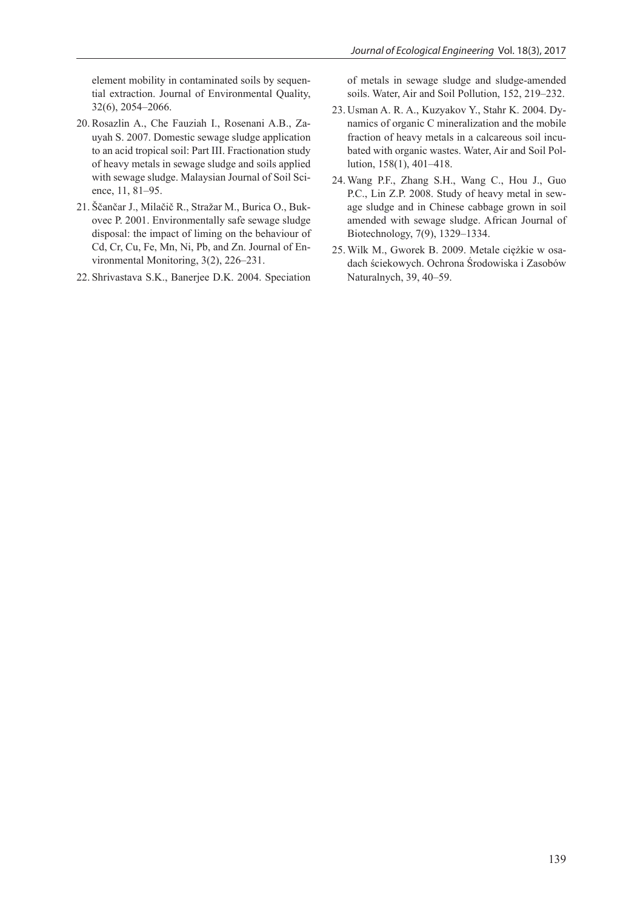element mobility in contaminated soils by sequential extraction. Journal of Environmental Quality, 32(6), 2054–2066.

20. Rosazlin A., Che Fauziah I., Rosenani A.B., Zauyah S. 2007. Domestic sewage sludge application to an acid tropical soil: Part III. Fractionation study of heavy metals in sewage sludge and soils applied with sewage sludge. Malaysian Journal of Soil Science, 11, 81–95.
21. Ščančar J., Milačič R., Stražar M., Burica O., Bukovec P. 2001. Environmentally safe sewage sludge disposal: the impact of liming on the behaviour of Cd, Cr, Cu, Fe, Mn, Ni, Pb, and Zn. Journal of Environmental Monitoring, 3(2), 226–231.
22. Shrivastava S.K., Banerjee D.K. 2004. Speciation of metals in sewage sludge and sludge-amended soils. Water, Air and Soil Pollution, 152, 219–232.
23. Usman A. R. A., Kuzyakov Y., Stahr K. 2004. Dynamics of organic C mineralization and the mobile fraction of heavy metals in a calcareous soil incubated with organic wastes. Water, Air and Soil Pollution, 158(1), 401–418.
24. Wang P.F., Zhang S.H., Wang C., Hou J., Guo P.C., Lin Z.P. 2008. Study of heavy metal in sewage sludge and in Chinese cabbage grown in soil amended with sewage sludge. African Journal of Biotechnology, 7(9), 1329–1334.
25. Wilk M., Gworek B. 2009. Metale ciężkie w osadach ściekowych. Ochrona Środowiska i Zasobów Naturalnych, 39, 40–59.